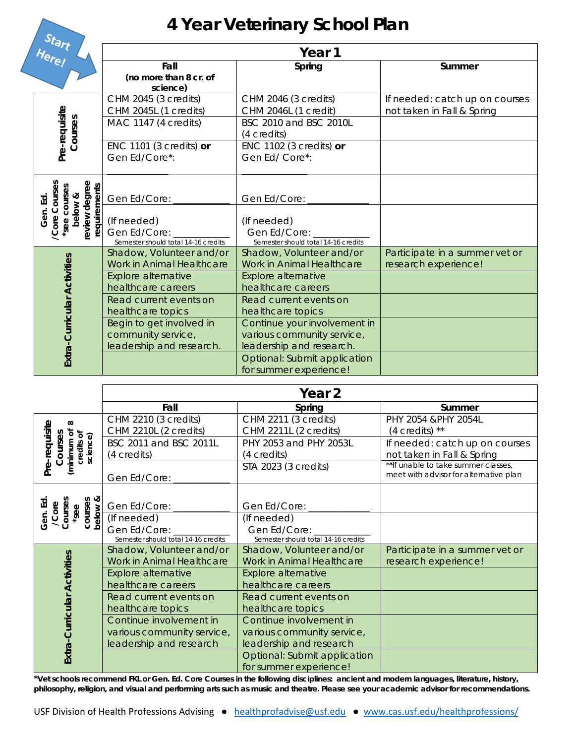# 4 Year Veterinary School Plan

Start Here!

| | Year 1 | | |
|---|---|---|---|
| | **Fall (no more than 8 cr. of science)** | **Spring** | **Summer** |
| **Pre-requisite Courses** | CHM 2045 (3 credits)<br>CHM 2045L (1 credits) | CHM 2046 (3 credits)<br>CHM 2046L (1 credit) | If needed: catch up on courses not taken in Fall & Spring |
| | MAC 1147 (4 credits) | BSC 2010 and BSC 2010L (4 credits) | |
| | ENC 1101 (3 credits) **or** Gen Ed/Core*: ___________ | ENC 1102 (3 credits) **or** Gen Ed/ Core*: ___________ | |
| **Gen. Ed. /Core Courses *see courses below & review degree requirements** | Gen Ed/Core: ___________ | Gen Ed/Core: ___________ | |
| | (If needed) Gen Ed/Core: ___________ Semester should total 14-16 credits | (If needed) Gen Ed/Core: ___________ Semester should total 14-16 credits | |
| **Extra-Curricular Activities** | Shadow, Volunteer and/or Work in Animal Healthcare | Shadow, Volunteer and/or Work in Animal Healthcare | Participate in a summer vet or research experience! |
| | Explore alternative healthcare careers | Explore alternative healthcare careers | |
| | Read current events on healthcare topics | Read current events on healthcare topics | |
| | Begin to get involved in community service, leadership and research. | Continue your involvement in various community service, leadership and research. | |
| | | Optional: Submit application for summer experience! | |

| | Year 2 | | |
|---|---|---|---|
| | **Fall** | **Spring** | **Summer** |
| **Pre-requisite Courses (minimum of 8 credits of science)** | CHM 2210 (3 credits)<br>CHM 2210L (2 credits) | CHM 2211 (3 credits)<br>CHM 2211L (2 credits) | PHY 2054 &PHY 2054L (4 credits) ** |
| | BSC 2011 and BSC 2011L (4 credits) | PHY 2053 and PHY 2053L (4 credits) | If needed: catch up on courses not taken in Fall & Spring |
| | Gen Ed/Core: ___________ | STA 2023 (3 credits) | **If unable to take summer classes, meet with advisor for alternative plan |
| **Gen. Ed. /Core Courses *see courses below &** | Gen Ed/Core: ___________ | Gen Ed/Core: ___________ | |
| | (If needed) Gen Ed/Core: ___________ Semester should total 14-16 credits | (If needed) Gen Ed/Core: ___________ Semester should total 14-16 credits | |
| **Extra-Curricular Activities** | Shadow, Volunteer and/or Work in Animal Healthcare | Shadow, Volunteer and/or Work in Animal Healthcare | Participate in a summer vet or research experience! |
| | Explore alternative healthcare careers | Explore alternative healthcare careers | |
| | Read current events on healthcare topics | Read current events on healthcare topics | |
| | Continue involvement in various community service, leadership and research | Continue involvement in various community service, leadership and research | |
| | | Optional: Submit application for summer experience! | |

***Vet schools recommend FKL or Gen. Ed. Core Courses in the following disciplines: ancient and modern languages, literature, history, philosophy, religion, and visual and performing arts such as music and theatre. Please see your academic advisor for recommendations.**

USF Division of Health Professions Advising ● healthprofadvise@usf.edu ● www.cas.usf.edu/healthprofessions/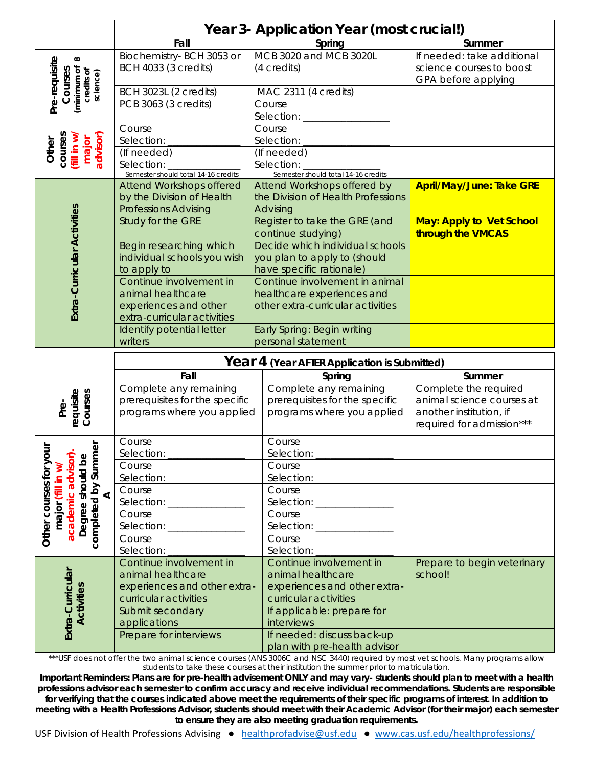| | Year 3- Application Year (most crucial!) | | |
|---|---|---|---|
| | **Fall** | **Spring** | **Summer** |
| **Pre-requisite Courses** (minimum of 8 credits of science) | Biochemistry- BCH 3053 or BCH 4033 (3 credits) | MCB 3020 and MCB 3020L (4 credits) | If needed: take additional science courses to boost GPA before applying |
| | BCH 3023L (2 credits) | MAC 2311 (4 credits) | |
| | PCB 3063 (3 credits) | Course Selection: _______________ | |
| **Other courses (fill in w/ major advisor)** | Course Selection: _______________ | Course Selection: _______________ | |
| | (If needed) Selection: _______________ Semester should total 14-16 credits | (If needed) Selection: _______________ Semester should total 14-16 credits | |
| **Extra-Curricular Activities** | Attend Workshops offered by the Division of Health Professions Advising | Attend Workshops offered by the Division of Health Professions Advising | **April/May/June: Take GRE** |
| | Study for the GRE | Register to take the GRE (and continue studying) | **May: Apply to Vet School through the VMCAS** |
| | Begin researching which individual schools you wish to apply to | Decide which individual schools you plan to apply to (should have specific rationale) | |
| | Continue involvement in animal healthcare experiences and other extra-curricular activities | Continue involvement in animal healthcare experiences and other extra-curricular activities | |
| | Identify potential letter writers | Early Spring: Begin writing personal statement | |

| | Year 4 (Year AFTER Application is Submitted) | | |
|---|---|---|---|
| | **Fall** | **Spring** | **Summer** |
| **Pre-requisite Courses** | Complete any remaining prerequisites for the specific programs where you applied | Complete any remaining prerequisites for the specific programs where you applied | Complete the required animal science courses at another institution, if required for admission*** |
| **Other courses for your major (fill in w/ academic advisor). Degree should be completed by Summer A** | Course Selection: _______________ | Course Selection: _______________ | |
| | Course Selection: _______________ | Course Selection: _______________ | |
| | Course Selection: _______________ | Course Selection: _______________ | |
| | Course Selection: _______________ | Course Selection: _______________ | |
| | Course Selection: _______________ | Course Selection: _______________ | |
| **Extra-Curricular Activities** | Continue involvement in animal healthcare experiences and other extra-curricular activities | Continue involvement in animal healthcare experiences and other extra-curricular activities | Prepare to begin veterinary school! |
| | Submit secondary applications | If applicable: prepare for interviews | |
| | Prepare for interviews | If needed: discuss back-up plan with pre-health advisor | |

***USF does not offer the two animal science courses (ANS 3006C and NSC 3440) required by most vet schools. Many programs allow students to take these courses at their institution the summer prior to matriculation.

**Important Reminders: Plans are for pre-health advisement ONLY and may vary- students should plan to meet with a health professions advisor each semester to confirm accuracy and receive individual recommendations. Students are responsible for verifying that the courses indicated above meet the requirements of their specific programs of interest. In addition to meeting with a Health Professions Advisor, students should meet with their Academic Advisor (for their major) each semester to ensure they are also meeting graduation requirements.**

USF Division of Health Professions Advising ● healthprofadvise@usf.edu ● www.cas.usf.edu/healthprofessions/